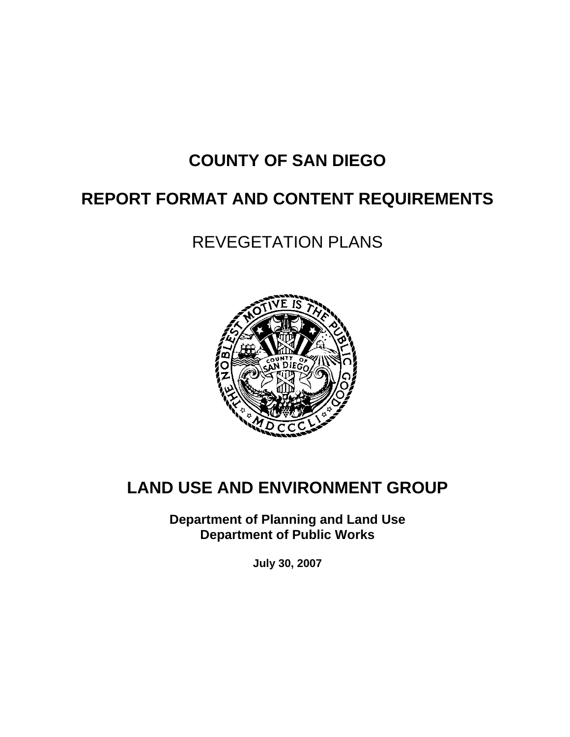# COUNTY OF SAN DIEGO

# REPORT FORMAT AND CONTENT REQUIREMENTS

## REVEGETATION PLANS

## LAND USE AND ENVIRONMENT GROUP

**Department of Planning and Land Use**
**Department of Public Works**

**July 30, 2007**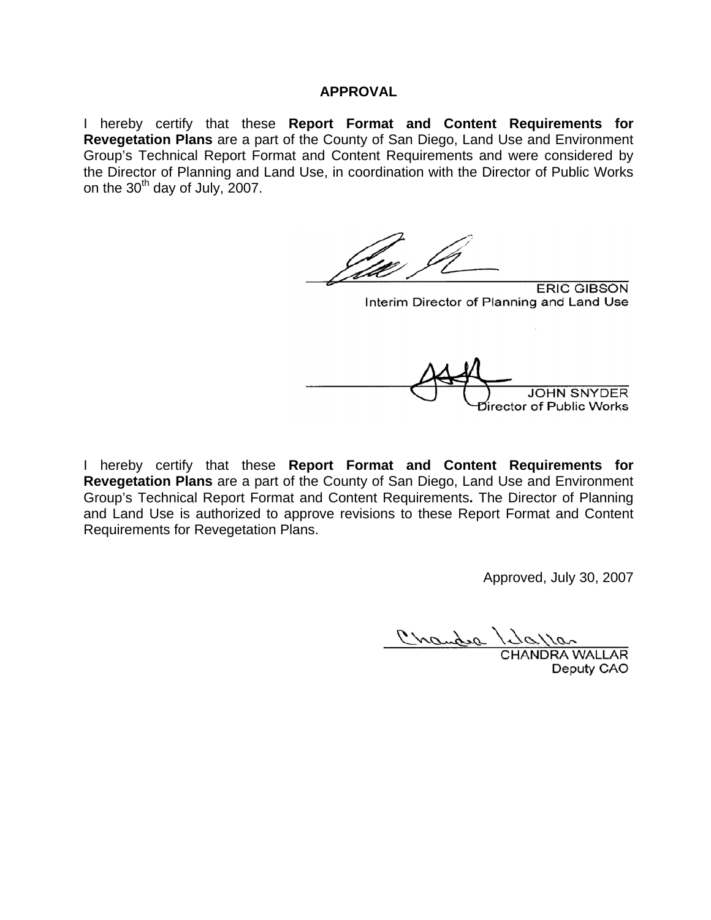## APPROVAL

I hereby certify that these **Report Format and Content Requirements for Revegetation Plans** are a part of the County of San Diego, Land Use and Environment Group's Technical Report Format and Content Requirements and were considered by the Director of Planning and Land Use, in coordination with the Director of Public Works on the 30th day of July, 2007.

ERIC GIBSON
Interim Director of Planning and Land Use

JOHN SNYDER
Director of Public Works

I hereby certify that these **Report Format and Content Requirements for Revegetation Plans** are a part of the County of San Diego, Land Use and Environment Group's Technical Report Format and Content Requirements**.** The Director of Planning and Land Use is authorized to approve revisions to these Report Format and Content Requirements for Revegetation Plans.

Approved, July 30, 2007

CHANDRA WALLAR
Deputy CAO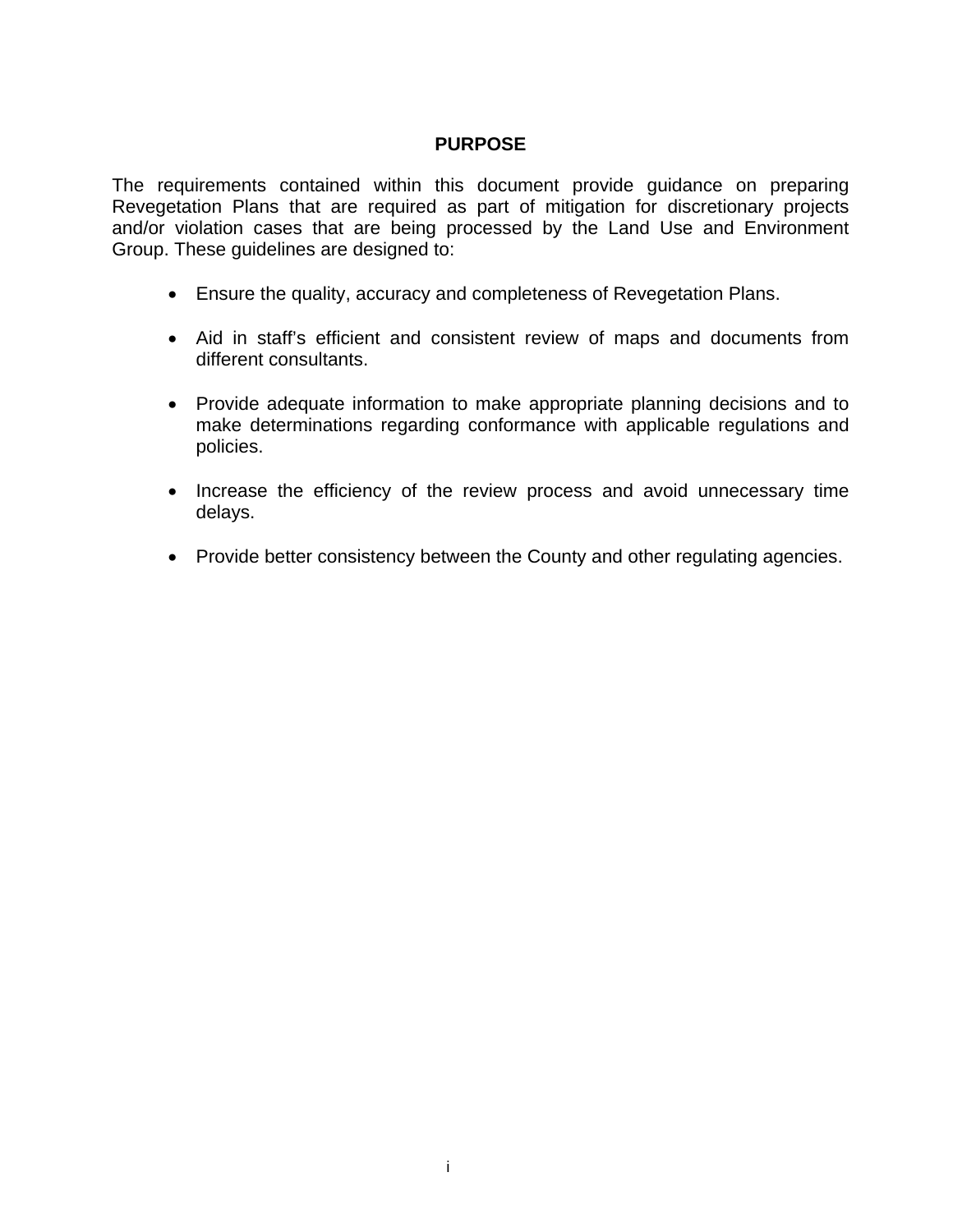## PURPOSE

The requirements contained within this document provide guidance on preparing Revegetation Plans that are required as part of mitigation for discretionary projects and/or violation cases that are being processed by the Land Use and Environment Group. These guidelines are designed to:

- Ensure the quality, accuracy and completeness of Revegetation Plans.
- Aid in staff's efficient and consistent review of maps and documents from different consultants.
- Provide adequate information to make appropriate planning decisions and to make determinations regarding conformance with applicable regulations and policies.
- Increase the efficiency of the review process and avoid unnecessary time delays.
- Provide better consistency between the County and other regulating agencies.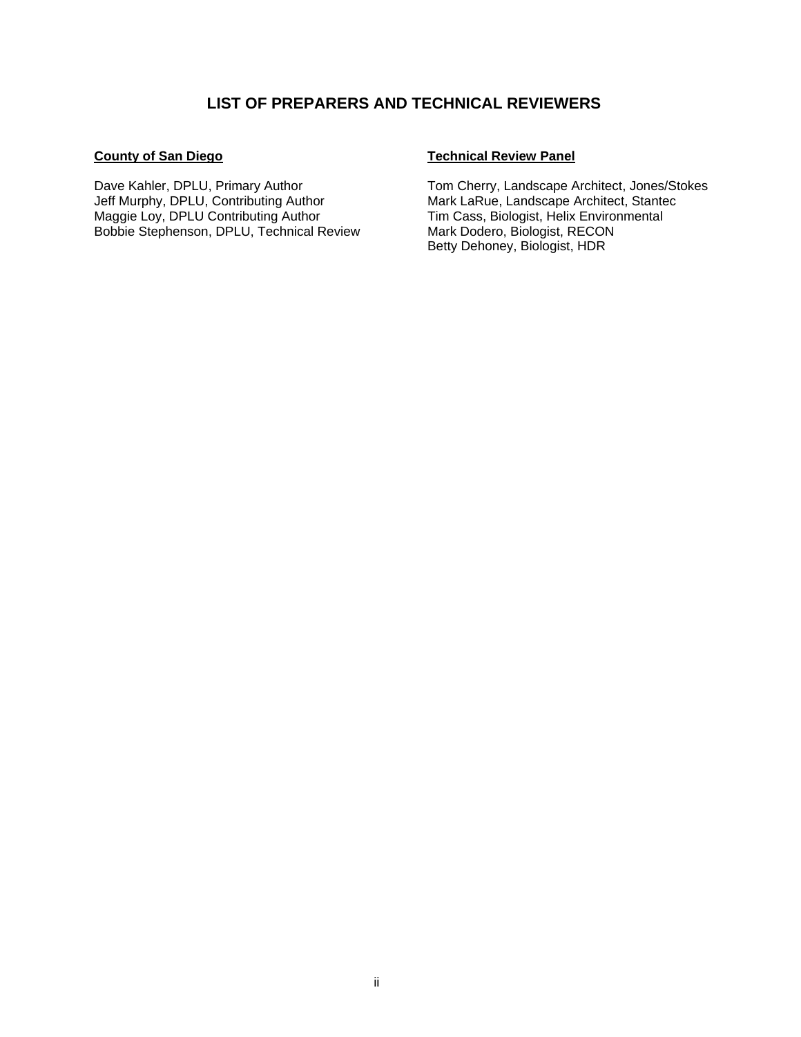# LIST OF PREPARERS AND TECHNICAL REVIEWERS

**County of San Diego**

Dave Kahler, DPLU, Primary Author
Jeff Murphy, DPLU, Contributing Author
Maggie Loy, DPLU Contributing Author
Bobbie Stephenson, DPLU, Technical Review

**Technical Review Panel**

Tom Cherry, Landscape Architect, Jones/Stokes
Mark LaRue, Landscape Architect, Stantec
Tim Cass, Biologist, Helix Environmental
Mark Dodero, Biologist, RECON
Betty Dehoney, Biologist, HDR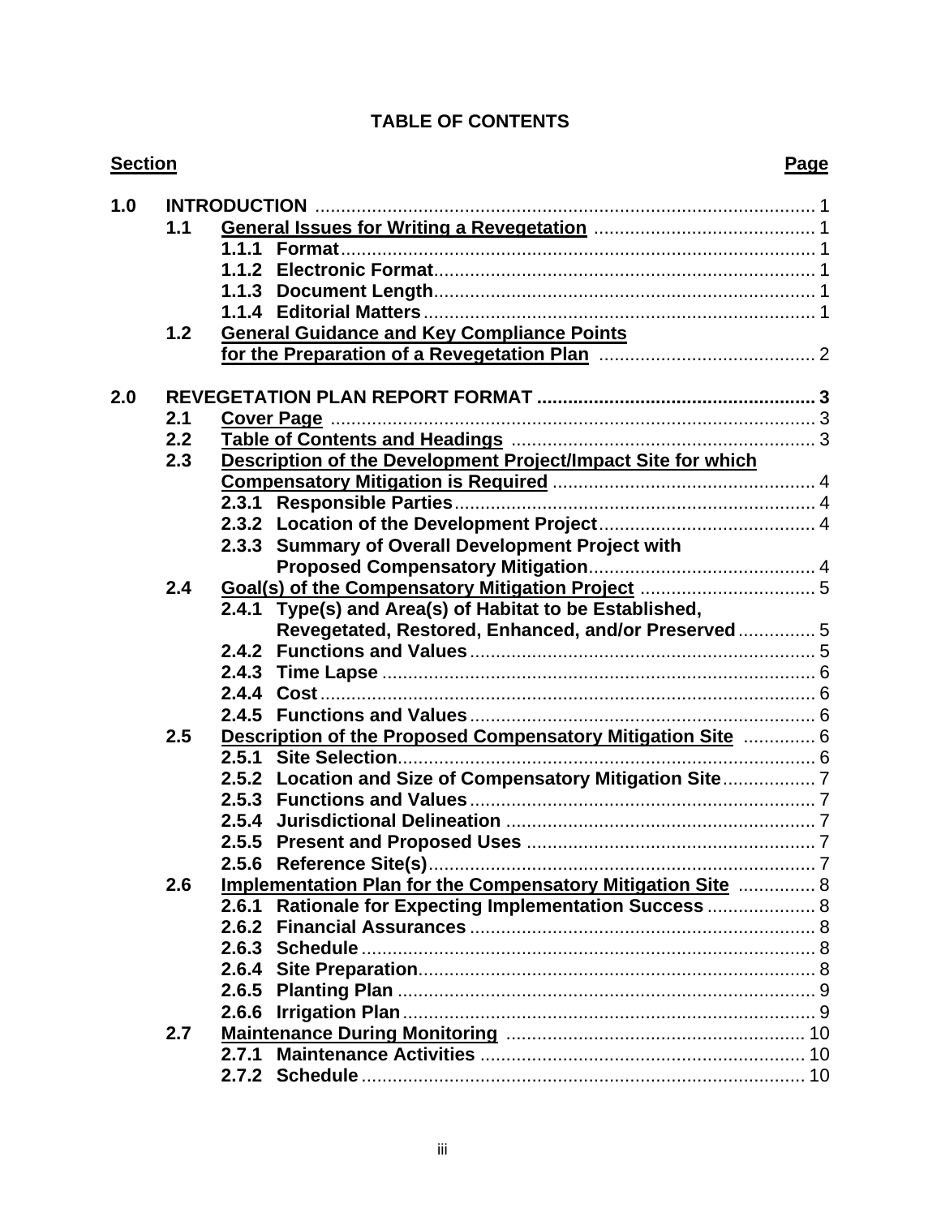**TABLE OF CONTENTS**

| Section | | | Page |
|---|---|---|---|
| **1.0** | **INTRODUCTION** | | 1 |
| | **1.1** | **General Issues for Writing a Revegetation** | 1 |
| | | **1.1.1 Format** | 1 |
| | | **1.1.2 Electronic Format** | 1 |
| | | **1.1.3 Document Length** | 1 |
| | | **1.1.4 Editorial Matters** | 1 |
| | **1.2** | **General Guidance and Key Compliance Points for the Preparation of a Revegetation Plan** | 2 |
| **2.0** | **REVEGETATION PLAN REPORT FORMAT** | | **3** |
| | **2.1** | **Cover Page** | 3 |
| | **2.2** | **Table of Contents and Headings** | 3 |
| | **2.3** | **Description of the Development Project/Impact Site for which Compensatory Mitigation is Required** | 4 |
| | | **2.3.1 Responsible Parties** | 4 |
| | | **2.3.2 Location of the Development Project** | 4 |
| | | **2.3.3 Summary of Overall Development Project with Proposed Compensatory Mitigation** | 4 |
| | **2.4** | **Goal(s) of the Compensatory Mitigation Project** | 5 |
| | | **2.4.1 Type(s) and Area(s) of Habitat to be Established, Revegetated, Restored, Enhanced, and/or Preserved** | 5 |
| | | **2.4.2 Functions and Values** | 5 |
| | | **2.4.3 Time Lapse** | 6 |
| | | **2.4.4 Cost** | 6 |
| | | **2.4.5 Functions and Values** | 6 |
| | **2.5** | **Description of the Proposed Compensatory Mitigation Site** | 6 |
| | | **2.5.1 Site Selection** | 6 |
| | | **2.5.2 Location and Size of Compensatory Mitigation Site** | 7 |
| | | **2.5.3 Functions and Values** | 7 |
| | | **2.5.4 Jurisdictional Delineation** | 7 |
| | | **2.5.5 Present and Proposed Uses** | 7 |
| | | **2.5.6 Reference Site(s)** | 7 |
| | **2.6** | **Implementation Plan for the Compensatory Mitigation Site** | 8 |
| | | **2.6.1 Rationale for Expecting Implementation Success** | 8 |
| | | **2.6.2 Financial Assurances** | 8 |
| | | **2.6.3 Schedule** | 8 |
| | | **2.6.4 Site Preparation** | 8 |
| | | **2.6.5 Planting Plan** | 9 |
| | | **2.6.6 Irrigation Plan** | 9 |
| | **2.7** | **Maintenance During Monitoring** | 10 |
| | | **2.7.1 Maintenance Activities** | 10 |
| | | **2.7.2 Schedule** | 10 |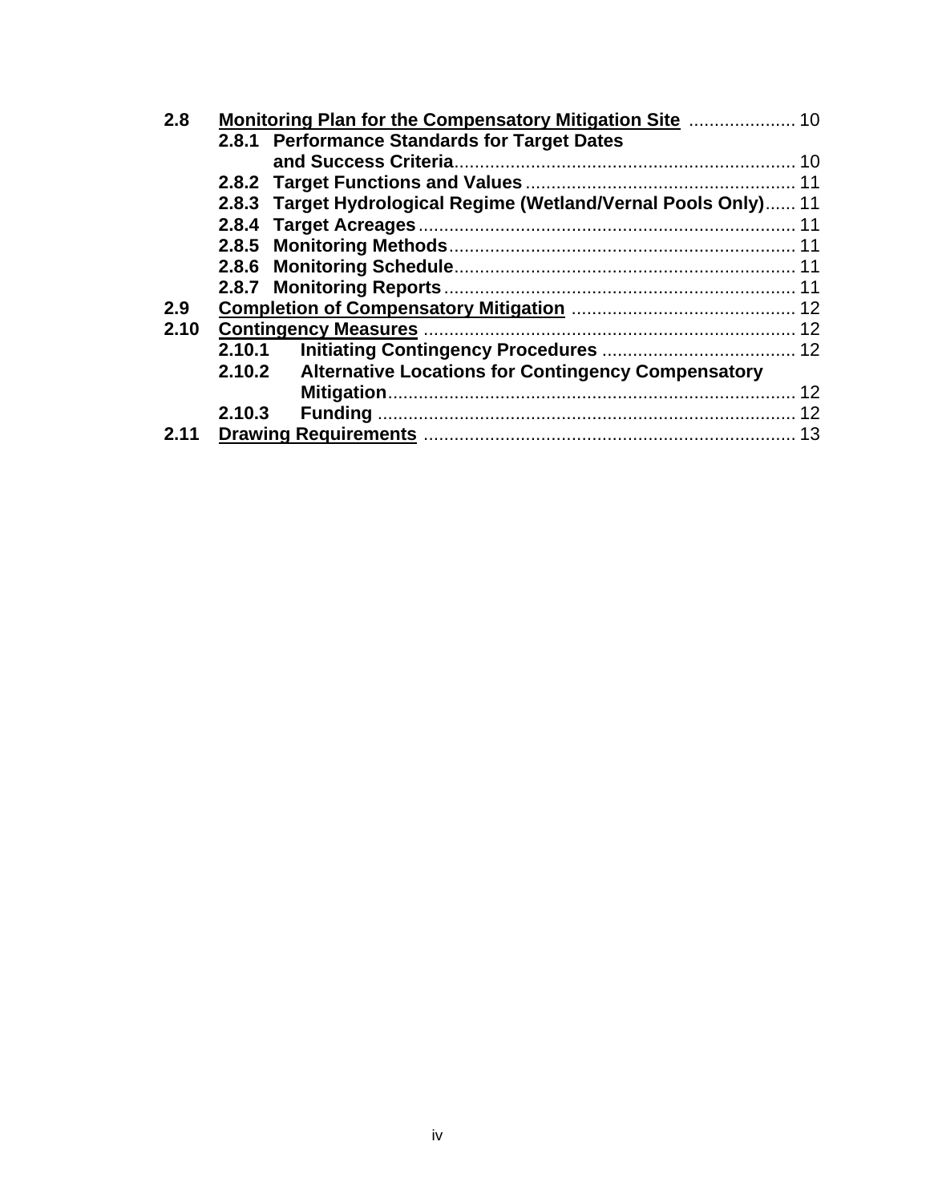**2.8** **Monitoring Plan for the Compensatory Mitigation Site** ..................... 10

- **2.8.1 Performance Standards for Target Dates and Success Criteria** ..................................................................... 10
- **2.8.2 Target Functions and Values** ..................................................... 11
- **2.8.3 Target Hydrological Regime (Wetland/Vernal Pools Only)** ...... 11
- **2.8.4 Target Acreages** ......................................................................... 11
- **2.8.5 Monitoring Methods** ................................................................... 11
- **2.8.6 Monitoring Schedule** .................................................................. 11
- **2.8.7 Monitoring Reports** .................................................................... 11

**2.9** **Completion of Compensatory Mitigation** ............................................ 12

**2.10** **Contingency Measures** ......................................................................... 12

- **2.10.1 Initiating Contingency Procedures** ...................................... 12
- **2.10.2 Alternative Locations for Contingency Compensatory Mitigation** ................................................................................ 12
- **2.10.3 Funding** .................................................................................. 12

**2.11** **Drawing Requirements** ......................................................................... 13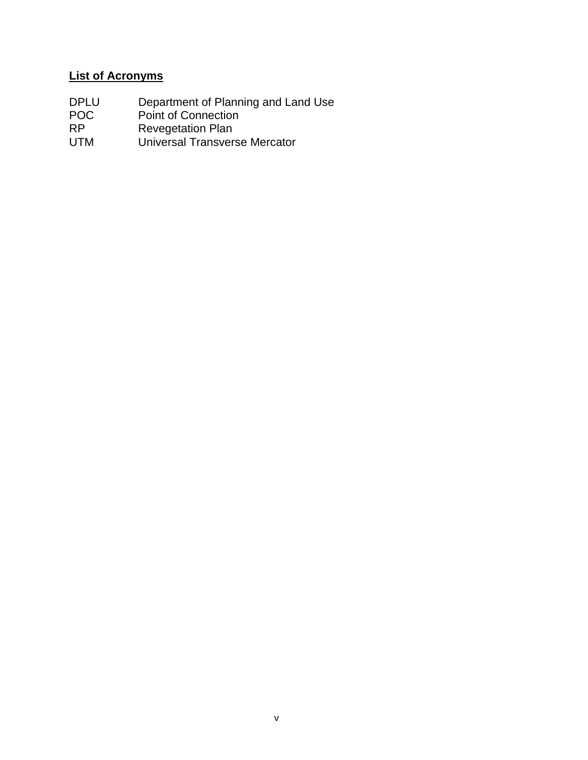## List of Acronyms

| | |
|---|---|
| DPLU | Department of Planning and Land Use |
| POC | Point of Connection |
| RP | Revegetation Plan |
| UTM | Universal Transverse Mercator |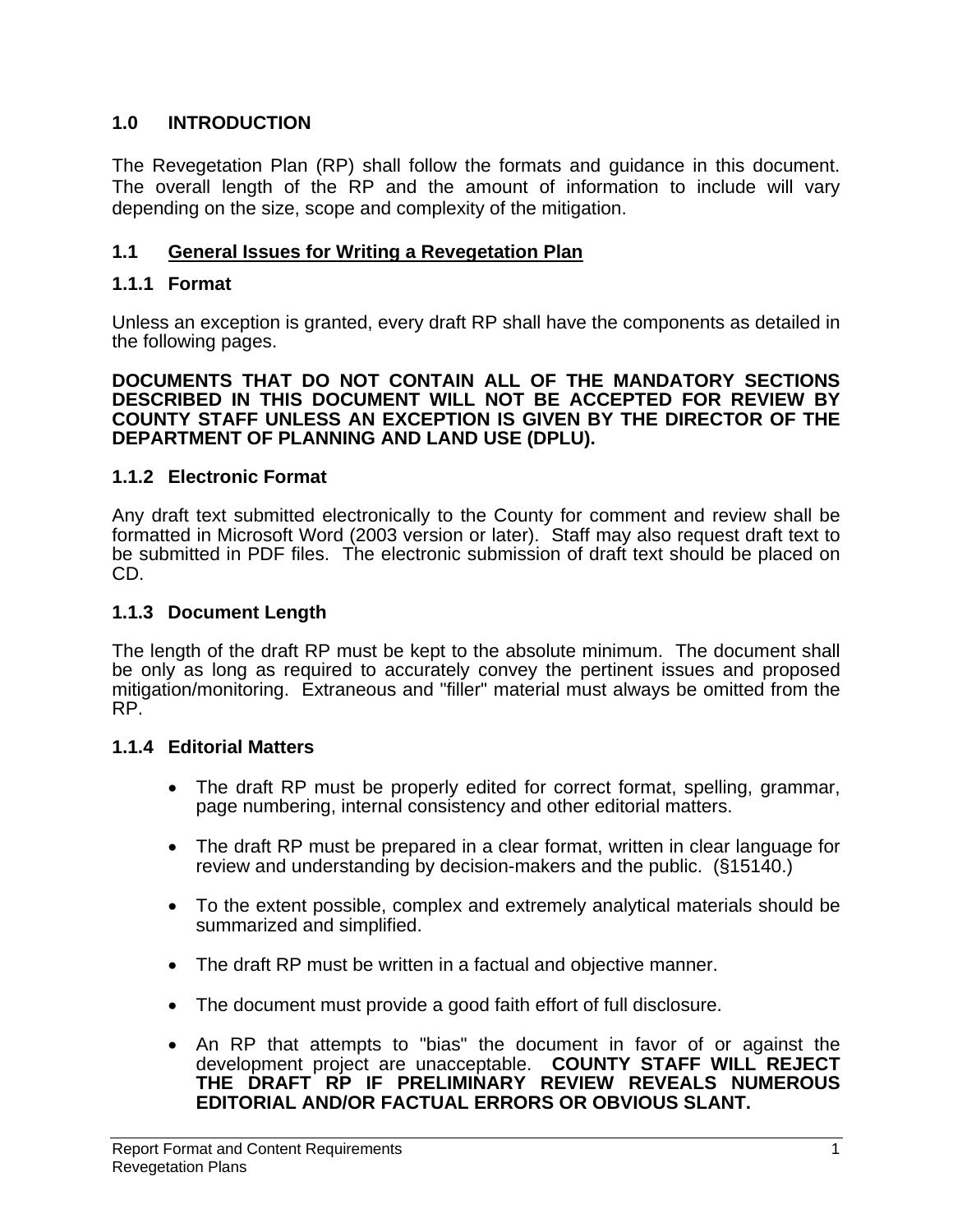# 1.0 INTRODUCTION

The Revegetation Plan (RP) shall follow the formats and guidance in this document. The overall length of the RP and the amount of information to include will vary depending on the size, scope and complexity of the mitigation.

## 1.1 General Issues for Writing a Revegetation Plan

### 1.1.1 Format

Unless an exception is granted, every draft RP shall have the components as detailed in the following pages.

**DOCUMENTS THAT DO NOT CONTAIN ALL OF THE MANDATORY SECTIONS DESCRIBED IN THIS DOCUMENT WILL NOT BE ACCEPTED FOR REVIEW BY COUNTY STAFF UNLESS AN EXCEPTION IS GIVEN BY THE DIRECTOR OF THE DEPARTMENT OF PLANNING AND LAND USE (DPLU).**

### 1.1.2 Electronic Format

Any draft text submitted electronically to the County for comment and review shall be formatted in Microsoft Word (2003 version or later). Staff may also request draft text to be submitted in PDF files. The electronic submission of draft text should be placed on CD.

### 1.1.3 Document Length

The length of the draft RP must be kept to the absolute minimum. The document shall be only as long as required to accurately convey the pertinent issues and proposed mitigation/monitoring. Extraneous and "filler" material must always be omitted from the RP.

### 1.1.4 Editorial Matters

- The draft RP must be properly edited for correct format, spelling, grammar, page numbering, internal consistency and other editorial matters.
- The draft RP must be prepared in a clear format, written in clear language for review and understanding by decision-makers and the public. (§15140.)
- To the extent possible, complex and extremely analytical materials should be summarized and simplified.
- The draft RP must be written in a factual and objective manner.
- The document must provide a good faith effort of full disclosure.
- An RP that attempts to "bias" the document in favor of or against the development project are unacceptable. **COUNTY STAFF WILL REJECT THE DRAFT RP IF PRELIMINARY REVIEW REVEALS NUMEROUS EDITORIAL AND/OR FACTUAL ERRORS OR OBVIOUS SLANT.**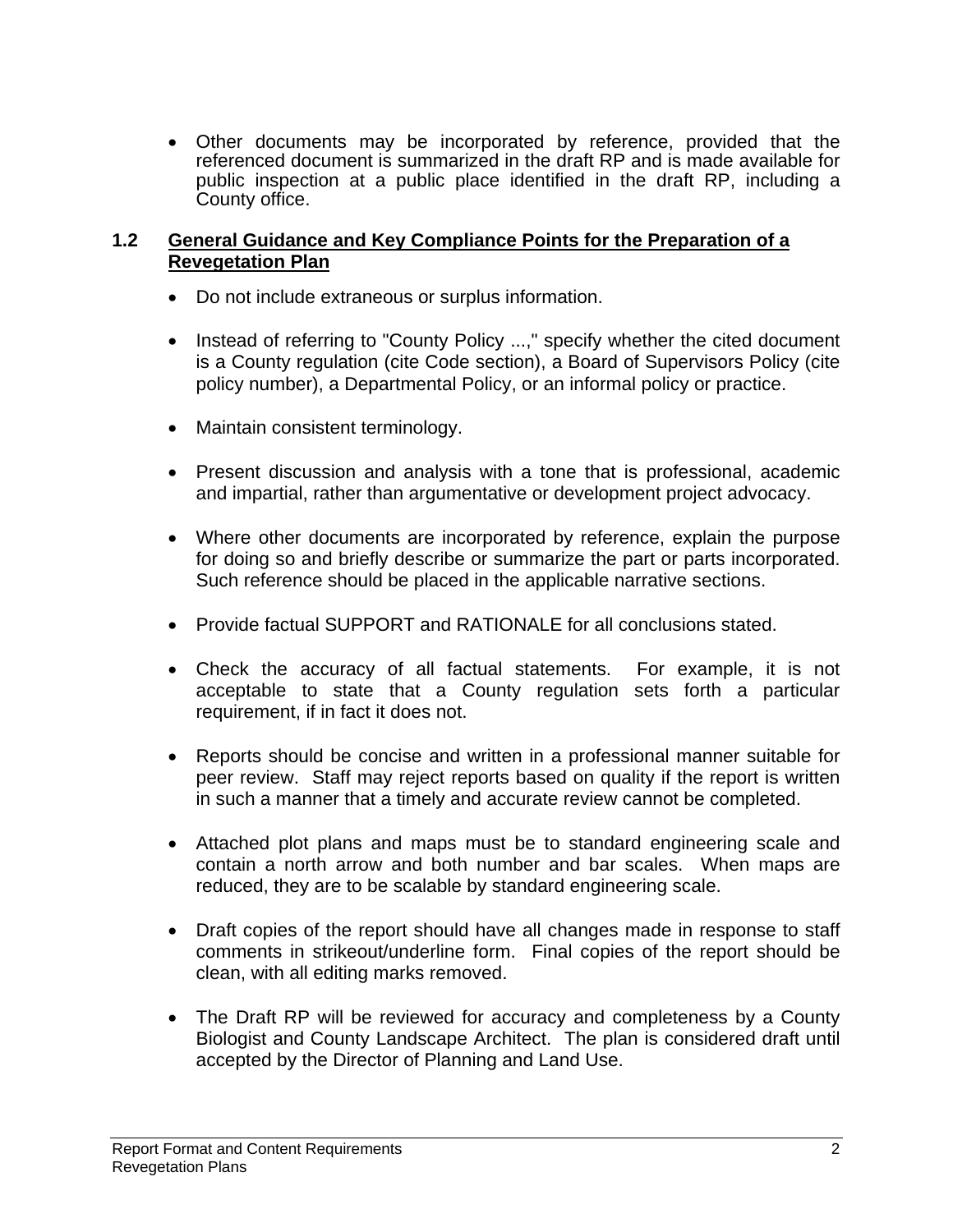- Other documents may be incorporated by reference, provided that the referenced document is summarized in the draft RP and is made available for public inspection at a public place identified in the draft RP, including a County office.

## 1.2 General Guidance and Key Compliance Points for the Preparation of a Revegetation Plan

- Do not include extraneous or surplus information.

- Instead of referring to "County Policy ...," specify whether the cited document is a County regulation (cite Code section), a Board of Supervisors Policy (cite policy number), a Departmental Policy, or an informal policy or practice.

- Maintain consistent terminology.

- Present discussion and analysis with a tone that is professional, academic and impartial, rather than argumentative or development project advocacy.

- Where other documents are incorporated by reference, explain the purpose for doing so and briefly describe or summarize the part or parts incorporated. Such reference should be placed in the applicable narrative sections.

- Provide factual SUPPORT and RATIONALE for all conclusions stated.

- Check the accuracy of all factual statements. For example, it is not acceptable to state that a County regulation sets forth a particular requirement, if in fact it does not.

- Reports should be concise and written in a professional manner suitable for peer review. Staff may reject reports based on quality if the report is written in such a manner that a timely and accurate review cannot be completed.

- Attached plot plans and maps must be to standard engineering scale and contain a north arrow and both number and bar scales. When maps are reduced, they are to be scalable by standard engineering scale.

- Draft copies of the report should have all changes made in response to staff comments in strikeout/underline form. Final copies of the report should be clean, with all editing marks removed.

- The Draft RP will be reviewed for accuracy and completeness by a County Biologist and County Landscape Architect. The plan is considered draft until accepted by the Director of Planning and Land Use.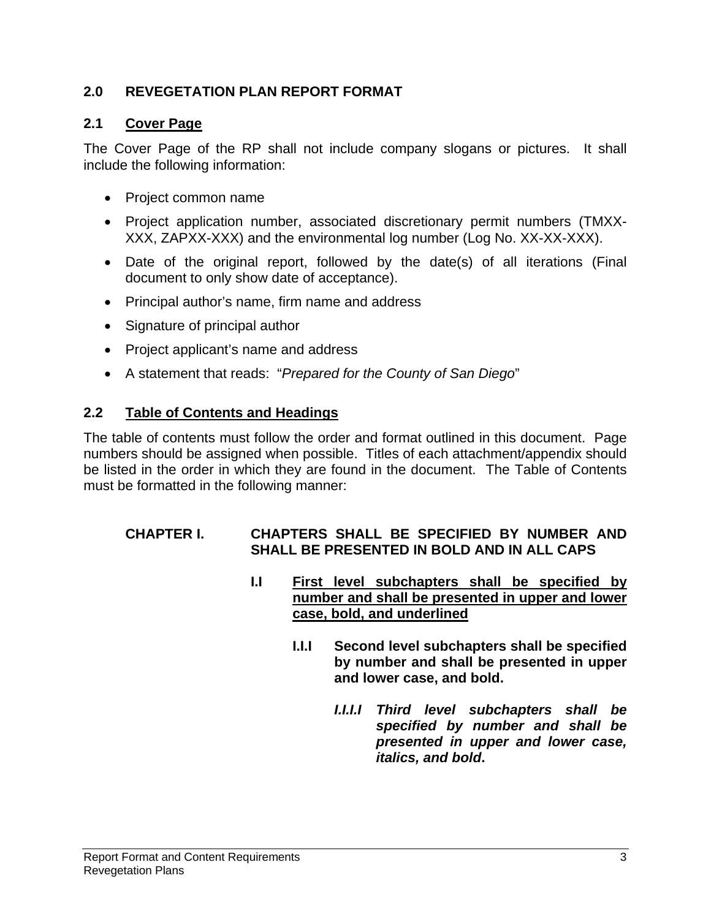## 2.0 REVEGETATION PLAN REPORT FORMAT

### 2.1 <u>Cover Page</u>

The Cover Page of the RP shall not include company slogans or pictures. It shall include the following information:

- Project common name
- Project application number, associated discretionary permit numbers (TMXX-XXX, ZAPXX-XXX) and the environmental log number (Log No. XX-XX-XXX).
- Date of the original report, followed by the date(s) of all iterations (Final document to only show date of acceptance).
- Principal author's name, firm name and address
- Signature of principal author
- Project applicant's name and address
- A statement that reads: "*Prepared for the County of San Diego*"

### 2.2 <u>Table of Contents and Headings</u>

The table of contents must follow the order and format outlined in this document. Page numbers should be assigned when possible. Titles of each attachment/appendix should be listed in the order in which they are found in the document. The Table of Contents must be formatted in the following manner:

**CHAPTER I. CHAPTERS SHALL BE SPECIFIED BY NUMBER AND SHALL BE PRESENTED IN BOLD AND IN ALL CAPS**

**I.I <u>First level subchapters shall be specified by number and shall be presented in upper and lower case, bold, and underlined</u>**

**I.I.I Second level subchapters shall be specified by number and shall be presented in upper and lower case, and bold.**

***I.I.I.I Third level subchapters shall be specified by number and shall be presented in upper and lower case, italics, and bold*.**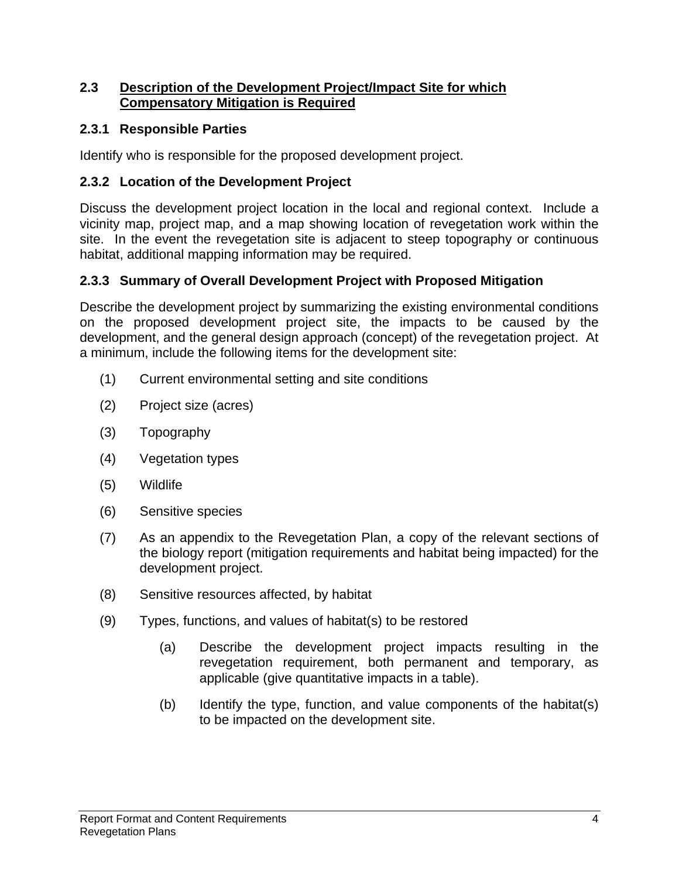## 2.3 Description of the Development Project/Impact Site for which Compensatory Mitigation is Required

### 2.3.1 Responsible Parties

Identify who is responsible for the proposed development project.

### 2.3.2 Location of the Development Project

Discuss the development project location in the local and regional context. Include a vicinity map, project map, and a map showing location of revegetation work within the site. In the event the revegetation site is adjacent to steep topography or continuous habitat, additional mapping information may be required.

### 2.3.3 Summary of Overall Development Project with Proposed Mitigation

Describe the development project by summarizing the existing environmental conditions on the proposed development project site, the impacts to be caused by the development, and the general design approach (concept) of the revegetation project. At a minimum, include the following items for the development site:

(1) Current environmental setting and site conditions

(2) Project size (acres)

(3) Topography

(4) Vegetation types

(5) Wildlife

(6) Sensitive species

(7) As an appendix to the Revegetation Plan, a copy of the relevant sections of the biology report (mitigation requirements and habitat being impacted) for the development project.

(8) Sensitive resources affected, by habitat

(9) Types, functions, and values of habitat(s) to be restored

- (a) Describe the development project impacts resulting in the revegetation requirement, both permanent and temporary, as applicable (give quantitative impacts in a table).

- (b) Identify the type, function, and value components of the habitat(s) to be impacted on the development site.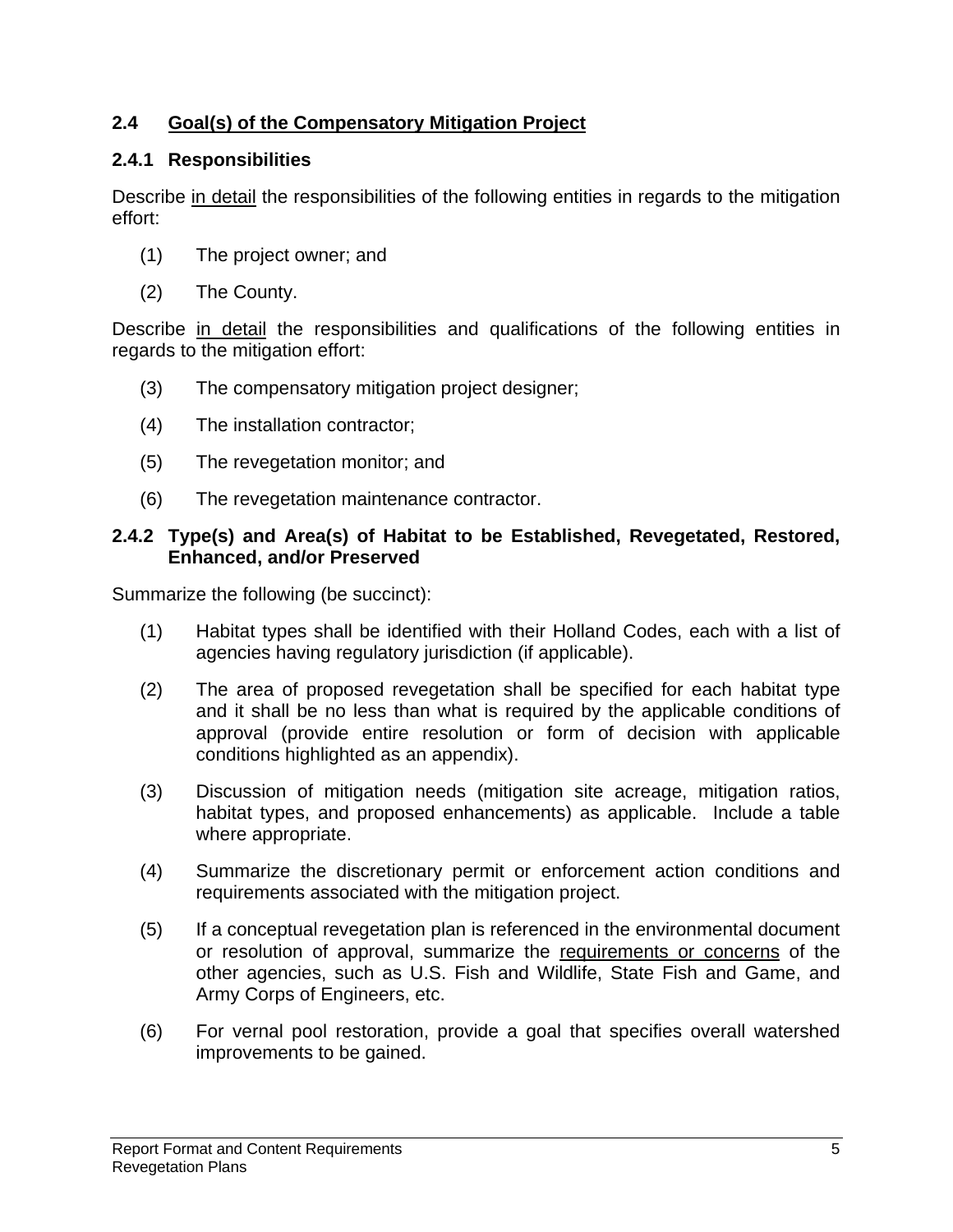## 2.4 Goal(s) of the Compensatory Mitigation Project

### 2.4.1 Responsibilities

Describe in detail the responsibilities of the following entities in regards to the mitigation effort:

(1) The project owner; and

(2) The County.

Describe in detail the responsibilities and qualifications of the following entities in regards to the mitigation effort:

(3) The compensatory mitigation project designer;

(4) The installation contractor;

(5) The revegetation monitor; and

(6) The revegetation maintenance contractor.

### 2.4.2 Type(s) and Area(s) of Habitat to be Established, Revegetated, Restored, Enhanced, and/or Preserved

Summarize the following (be succinct):

(1) Habitat types shall be identified with their Holland Codes, each with a list of agencies having regulatory jurisdiction (if applicable).

(2) The area of proposed revegetation shall be specified for each habitat type and it shall be no less than what is required by the applicable conditions of approval (provide entire resolution or form of decision with applicable conditions highlighted as an appendix).

(3) Discussion of mitigation needs (mitigation site acreage, mitigation ratios, habitat types, and proposed enhancements) as applicable. Include a table where appropriate.

(4) Summarize the discretionary permit or enforcement action conditions and requirements associated with the mitigation project.

(5) If a conceptual revegetation plan is referenced in the environmental document or resolution of approval, summarize the requirements or concerns of the other agencies, such as U.S. Fish and Wildlife, State Fish and Game, and Army Corps of Engineers, etc.

(6) For vernal pool restoration, provide a goal that specifies overall watershed improvements to be gained.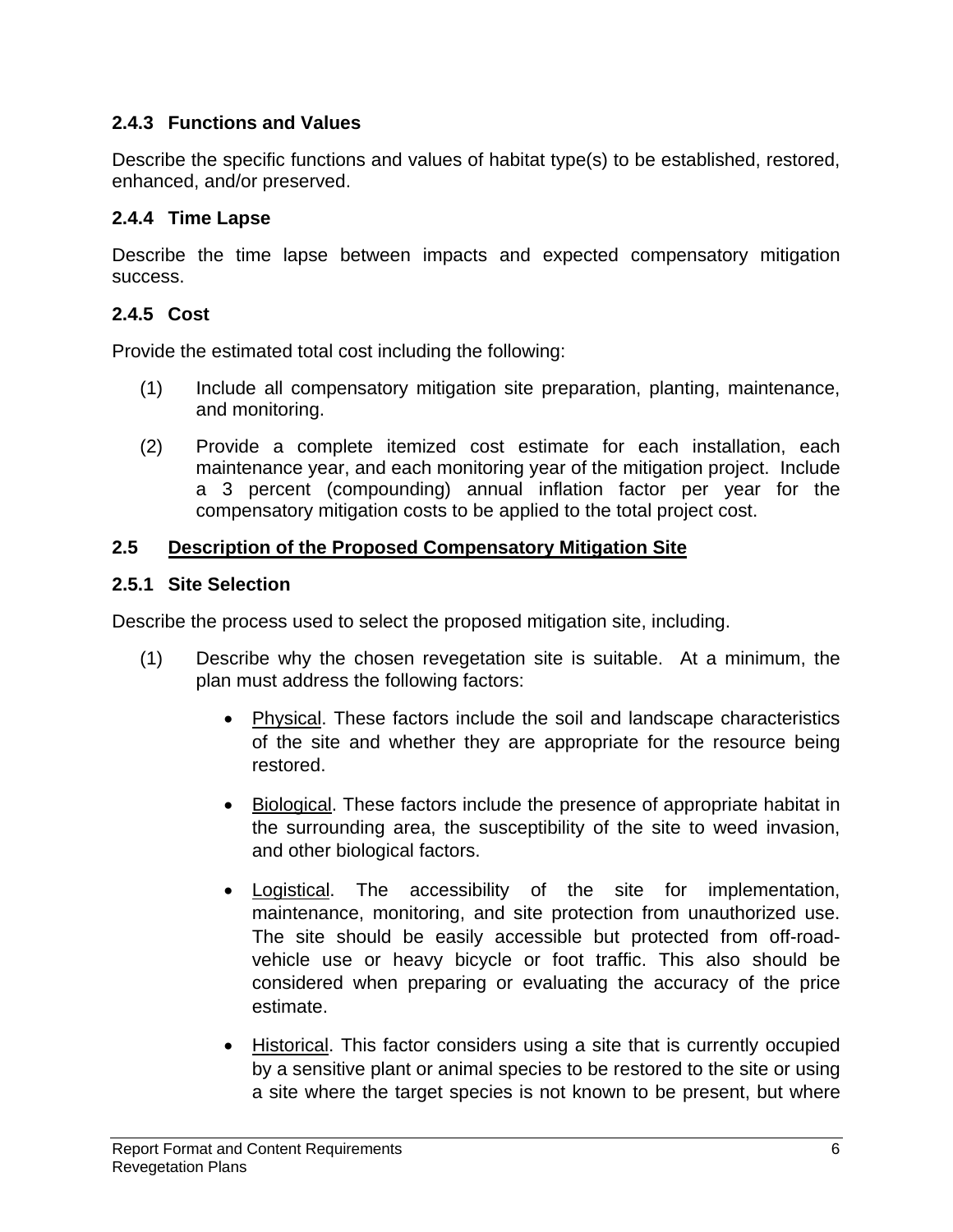### 2.4.3 Functions and Values

Describe the specific functions and values of habitat type(s) to be established, restored, enhanced, and/or preserved.

### 2.4.4 Time Lapse

Describe the time lapse between impacts and expected compensatory mitigation success.

### 2.4.5 Cost

Provide the estimated total cost including the following:

(1) Include all compensatory mitigation site preparation, planting, maintenance, and monitoring.

(2) Provide a complete itemized cost estimate for each installation, each maintenance year, and each monitoring year of the mitigation project. Include a 3 percent (compounding) annual inflation factor per year for the compensatory mitigation costs to be applied to the total project cost.

## 2.5 Description of the Proposed Compensatory Mitigation Site

### 2.5.1 Site Selection

Describe the process used to select the proposed mitigation site, including.

(1) Describe why the chosen revegetation site is suitable. At a minimum, the plan must address the following factors:

- Physical. These factors include the soil and landscape characteristics of the site and whether they are appropriate for the resource being restored.

- Biological. These factors include the presence of appropriate habitat in the surrounding area, the susceptibility of the site to weed invasion, and other biological factors.

- Logistical. The accessibility of the site for implementation, maintenance, monitoring, and site protection from unauthorized use. The site should be easily accessible but protected from off-road-vehicle use or heavy bicycle or foot traffic. This also should be considered when preparing or evaluating the accuracy of the price estimate.

- Historical. This factor considers using a site that is currently occupied by a sensitive plant or animal species to be restored to the site or using a site where the target species is not known to be present, but where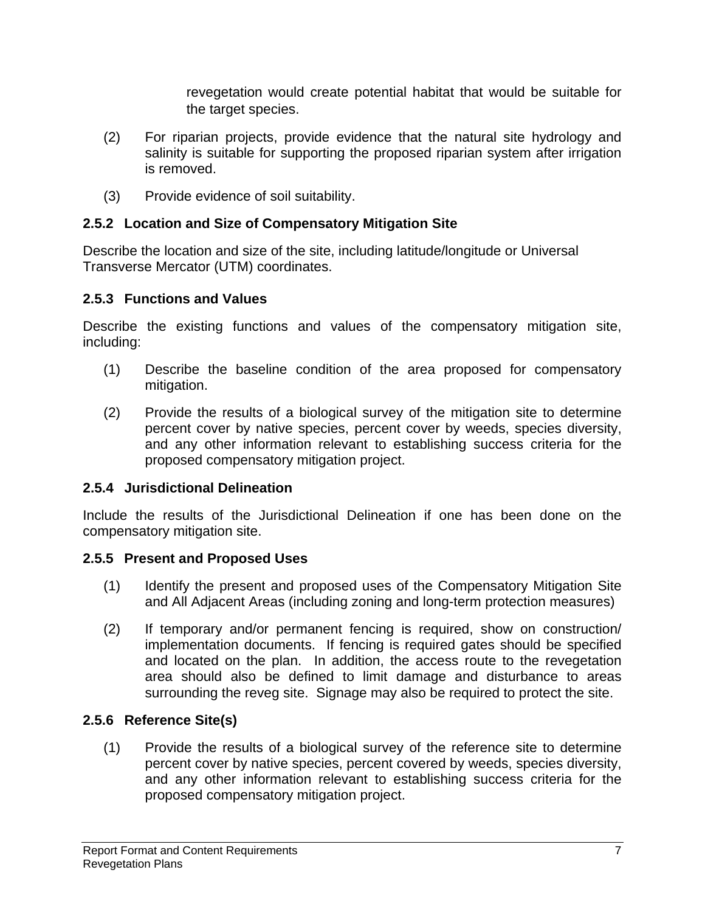revegetation would create potential habitat that would be suitable for the target species.

(2) For riparian projects, provide evidence that the natural site hydrology and salinity is suitable for supporting the proposed riparian system after irrigation is removed.

(3) Provide evidence of soil suitability.

### 2.5.2 Location and Size of Compensatory Mitigation Site

Describe the location and size of the site, including latitude/longitude or Universal Transverse Mercator (UTM) coordinates.

### 2.5.3 Functions and Values

Describe the existing functions and values of the compensatory mitigation site, including:

(1) Describe the baseline condition of the area proposed for compensatory mitigation.

(2) Provide the results of a biological survey of the mitigation site to determine percent cover by native species, percent cover by weeds, species diversity, and any other information relevant to establishing success criteria for the proposed compensatory mitigation project.

### 2.5.4 Jurisdictional Delineation

Include the results of the Jurisdictional Delineation if one has been done on the compensatory mitigation site.

### 2.5.5 Present and Proposed Uses

(1) Identify the present and proposed uses of the Compensatory Mitigation Site and All Adjacent Areas (including zoning and long-term protection measures)

(2) If temporary and/or permanent fencing is required, show on construction/ implementation documents. If fencing is required gates should be specified and located on the plan. In addition, the access route to the revegetation area should also be defined to limit damage and disturbance to areas surrounding the reveg site. Signage may also be required to protect the site.

### 2.5.6 Reference Site(s)

(1) Provide the results of a biological survey of the reference site to determine percent cover by native species, percent covered by weeds, species diversity, and any other information relevant to establishing success criteria for the proposed compensatory mitigation project.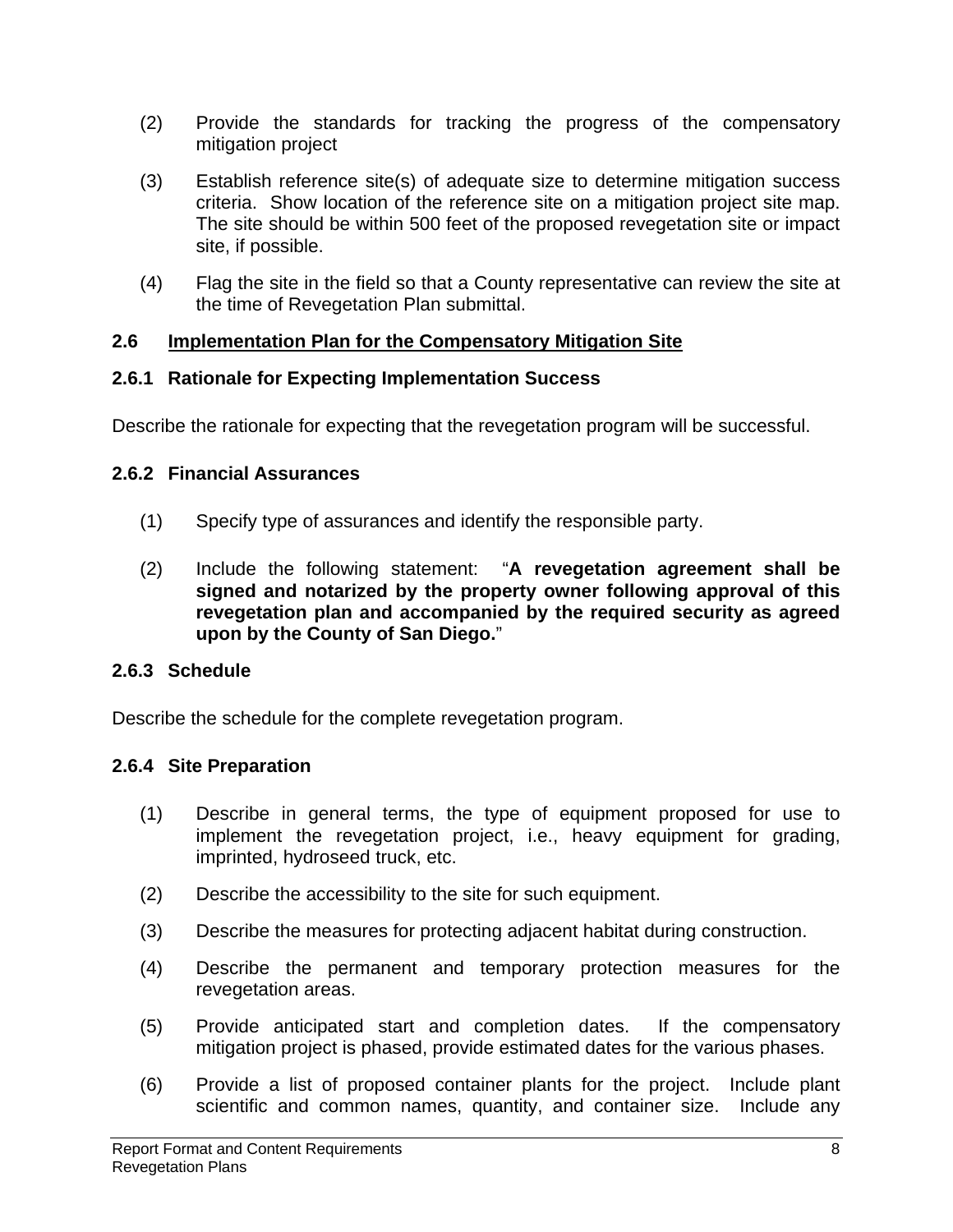(2) Provide the standards for tracking the progress of the compensatory mitigation project

(3) Establish reference site(s) of adequate size to determine mitigation success criteria. Show location of the reference site on a mitigation project site map. The site should be within 500 feet of the proposed revegetation site or impact site, if possible.

(4) Flag the site in the field so that a County representative can review the site at the time of Revegetation Plan submittal.

## 2.6 <u>Implementation Plan for the Compensatory Mitigation Site</u>

### 2.6.1 Rationale for Expecting Implementation Success

Describe the rationale for expecting that the revegetation program will be successful.

### 2.6.2 Financial Assurances

(1) Specify type of assurances and identify the responsible party.

(2) Include the following statement: "**A revegetation agreement shall be signed and notarized by the property owner following approval of this revegetation plan and accompanied by the required security as agreed upon by the County of San Diego.**"

### 2.6.3 Schedule

Describe the schedule for the complete revegetation program.

### 2.6.4 Site Preparation

(1) Describe in general terms, the type of equipment proposed for use to implement the revegetation project, i.e., heavy equipment for grading, imprinted, hydroseed truck, etc.

(2) Describe the accessibility to the site for such equipment.

(3) Describe the measures for protecting adjacent habitat during construction.

(4) Describe the permanent and temporary protection measures for the revegetation areas.

(5) Provide anticipated start and completion dates. If the compensatory mitigation project is phased, provide estimated dates for the various phases.

(6) Provide a list of proposed container plants for the project. Include plant scientific and common names, quantity, and container size. Include any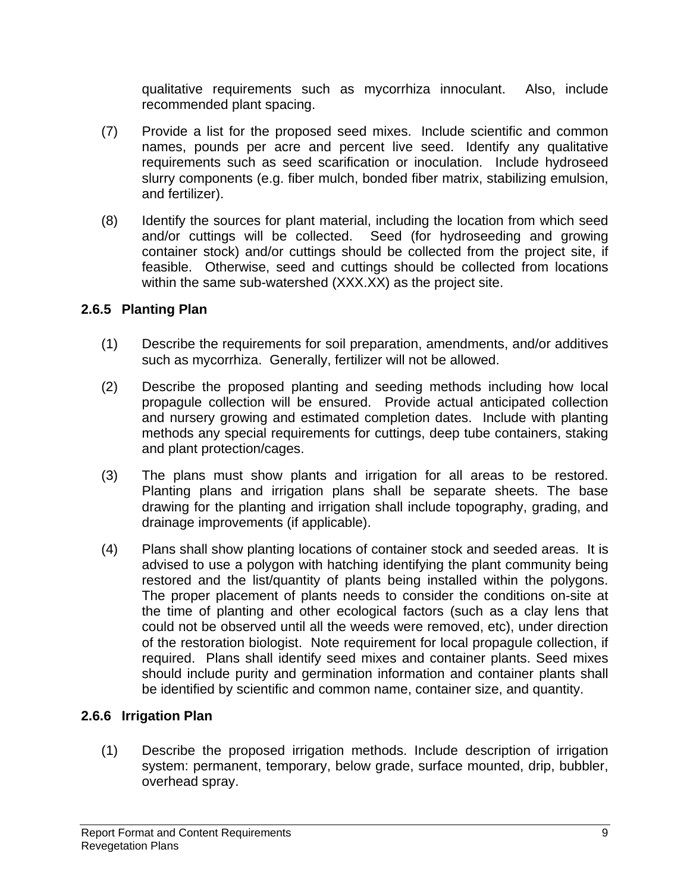qualitative requirements such as mycorrhiza innoculant. Also, include recommended plant spacing.

(7) Provide a list for the proposed seed mixes. Include scientific and common names, pounds per acre and percent live seed. Identify any qualitative requirements such as seed scarification or inoculation. Include hydroseed slurry components (e.g. fiber mulch, bonded fiber matrix, stabilizing emulsion, and fertilizer).

(8) Identify the sources for plant material, including the location from which seed and/or cuttings will be collected. Seed (for hydroseeding and growing container stock) and/or cuttings should be collected from the project site, if feasible. Otherwise, seed and cuttings should be collected from locations within the same sub-watershed (XXX.XX) as the project site.

### 2.6.5 Planting Plan

(1) Describe the requirements for soil preparation, amendments, and/or additives such as mycorrhiza. Generally, fertilizer will not be allowed.

(2) Describe the proposed planting and seeding methods including how local propagule collection will be ensured. Provide actual anticipated collection and nursery growing and estimated completion dates. Include with planting methods any special requirements for cuttings, deep tube containers, staking and plant protection/cages.

(3) The plans must show plants and irrigation for all areas to be restored. Planting plans and irrigation plans shall be separate sheets. The base drawing for the planting and irrigation shall include topography, grading, and drainage improvements (if applicable).

(4) Plans shall show planting locations of container stock and seeded areas. It is advised to use a polygon with hatching identifying the plant community being restored and the list/quantity of plants being installed within the polygons. The proper placement of plants needs to consider the conditions on-site at the time of planting and other ecological factors (such as a clay lens that could not be observed until all the weeds were removed, etc), under direction of the restoration biologist. Note requirement for local propagule collection, if required. Plans shall identify seed mixes and container plants. Seed mixes should include purity and germination information and container plants shall be identified by scientific and common name, container size, and quantity.

### 2.6.6 Irrigation Plan

(1) Describe the proposed irrigation methods. Include description of irrigation system: permanent, temporary, below grade, surface mounted, drip, bubbler, overhead spray.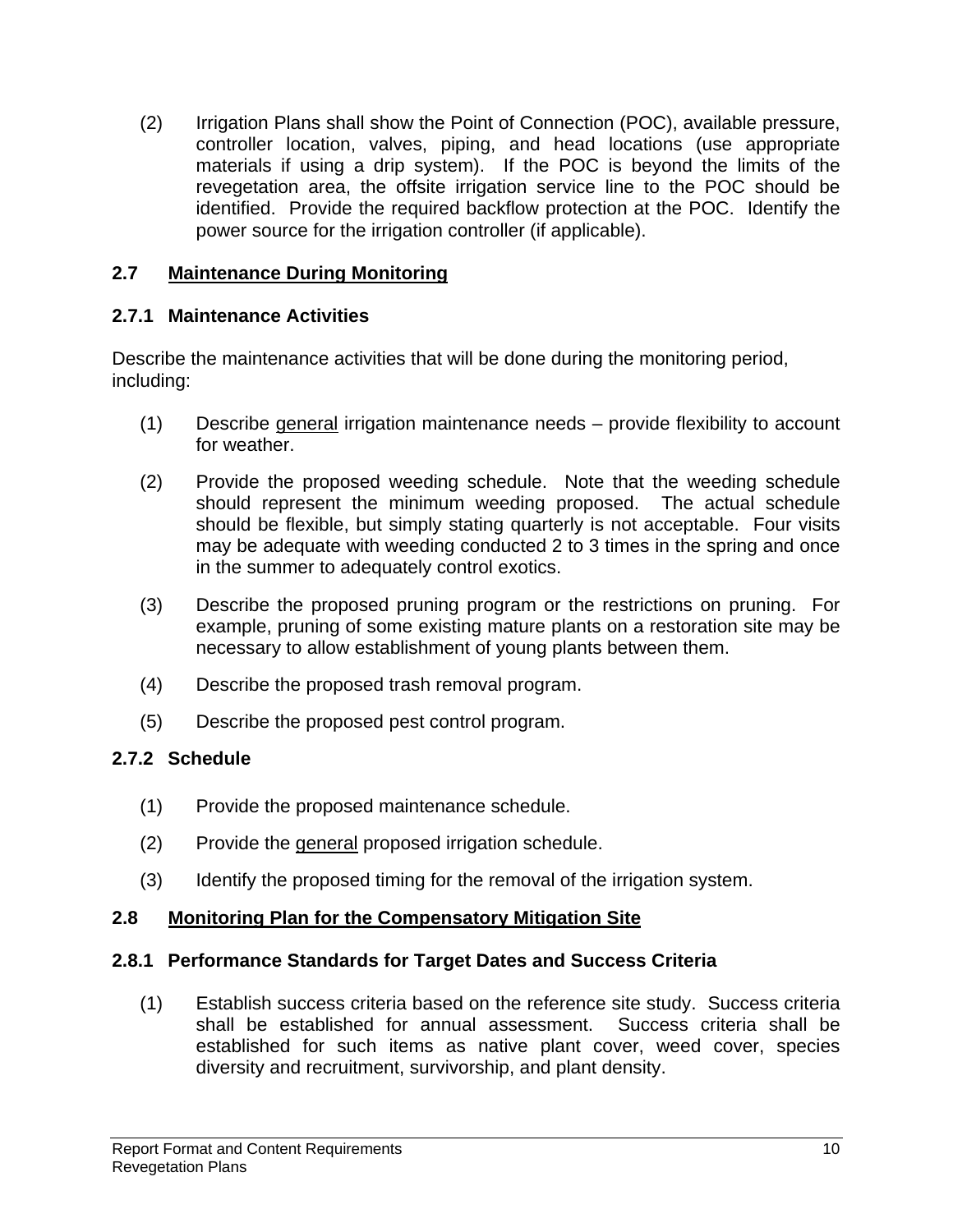(2) Irrigation Plans shall show the Point of Connection (POC), available pressure, controller location, valves, piping, and head locations (use appropriate materials if using a drip system). If the POC is beyond the limits of the revegetation area, the offsite irrigation service line to the POC should be identified. Provide the required backflow protection at the POC. Identify the power source for the irrigation controller (if applicable).

## 2.7 Maintenance During Monitoring

### 2.7.1 Maintenance Activities

Describe the maintenance activities that will be done during the monitoring period, including:

(1) Describe general irrigation maintenance needs – provide flexibility to account for weather.

(2) Provide the proposed weeding schedule. Note that the weeding schedule should represent the minimum weeding proposed. The actual schedule should be flexible, but simply stating quarterly is not acceptable. Four visits may be adequate with weeding conducted 2 to 3 times in the spring and once in the summer to adequately control exotics.

(3) Describe the proposed pruning program or the restrictions on pruning. For example, pruning of some existing mature plants on a restoration site may be necessary to allow establishment of young plants between them.

(4) Describe the proposed trash removal program.

(5) Describe the proposed pest control program.

### 2.7.2 Schedule

(1) Provide the proposed maintenance schedule.

(2) Provide the general proposed irrigation schedule.

(3) Identify the proposed timing for the removal of the irrigation system.

## 2.8 Monitoring Plan for the Compensatory Mitigation Site

### 2.8.1 Performance Standards for Target Dates and Success Criteria

(1) Establish success criteria based on the reference site study. Success criteria shall be established for annual assessment. Success criteria shall be established for such items as native plant cover, weed cover, species diversity and recruitment, survivorship, and plant density.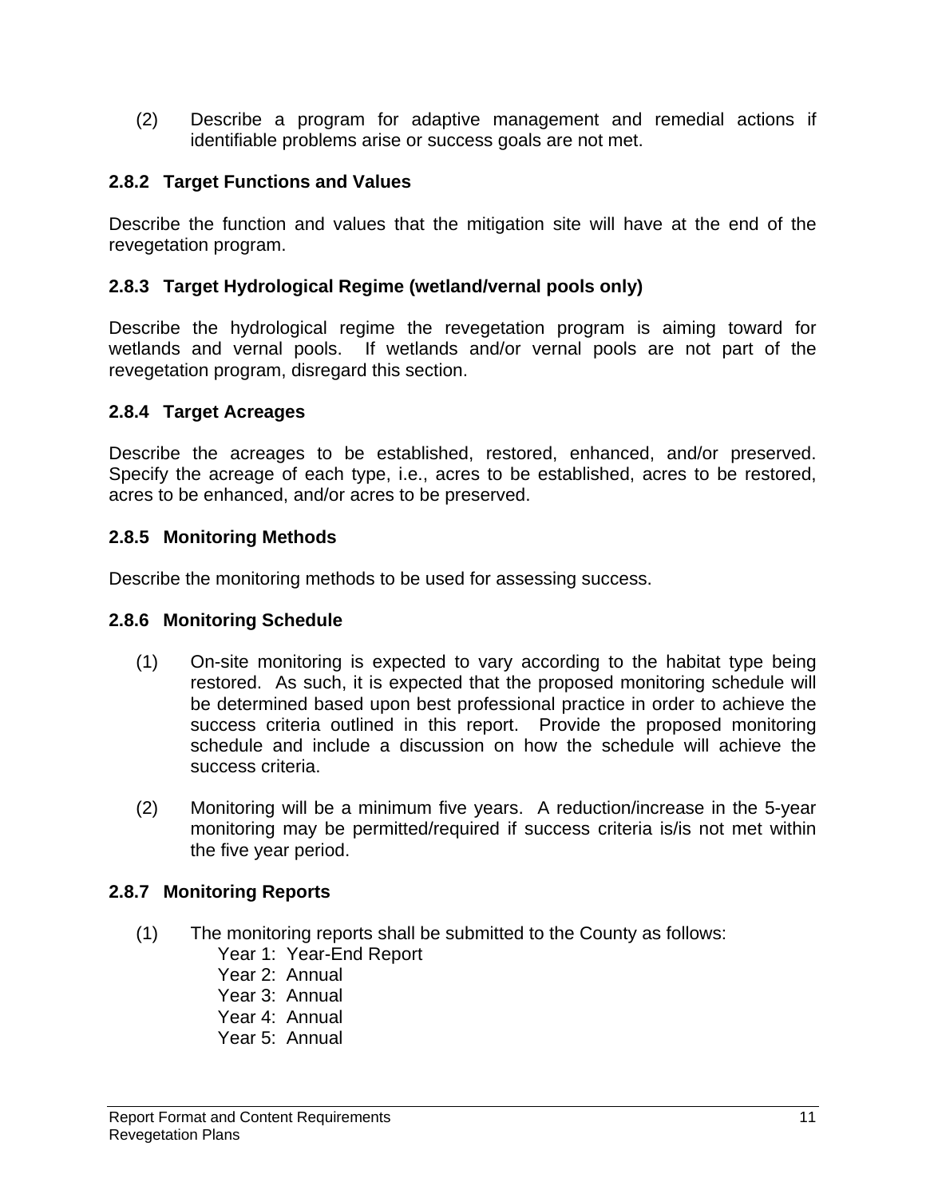(2) Describe a program for adaptive management and remedial actions if identifiable problems arise or success goals are not met.

### 2.8.2 Target Functions and Values

Describe the function and values that the mitigation site will have at the end of the revegetation program.

### 2.8.3 Target Hydrological Regime (wetland/vernal pools only)

Describe the hydrological regime the revegetation program is aiming toward for wetlands and vernal pools. If wetlands and/or vernal pools are not part of the revegetation program, disregard this section.

### 2.8.4 Target Acreages

Describe the acreages to be established, restored, enhanced, and/or preserved. Specify the acreage of each type, i.e., acres to be established, acres to be restored, acres to be enhanced, and/or acres to be preserved.

### 2.8.5 Monitoring Methods

Describe the monitoring methods to be used for assessing success.

### 2.8.6 Monitoring Schedule

(1) On-site monitoring is expected to vary according to the habitat type being restored. As such, it is expected that the proposed monitoring schedule will be determined based upon best professional practice in order to achieve the success criteria outlined in this report. Provide the proposed monitoring schedule and include a discussion on how the schedule will achieve the success criteria.

(2) Monitoring will be a minimum five years. A reduction/increase in the 5-year monitoring may be permitted/required if success criteria is/is not met within the five year period.

### 2.8.7 Monitoring Reports

(1) The monitoring reports shall be submitted to the County as follows:
    - Year 1: Year-End Report
    - Year 2: Annual
    - Year 3: Annual
    - Year 4: Annual
    - Year 5: Annual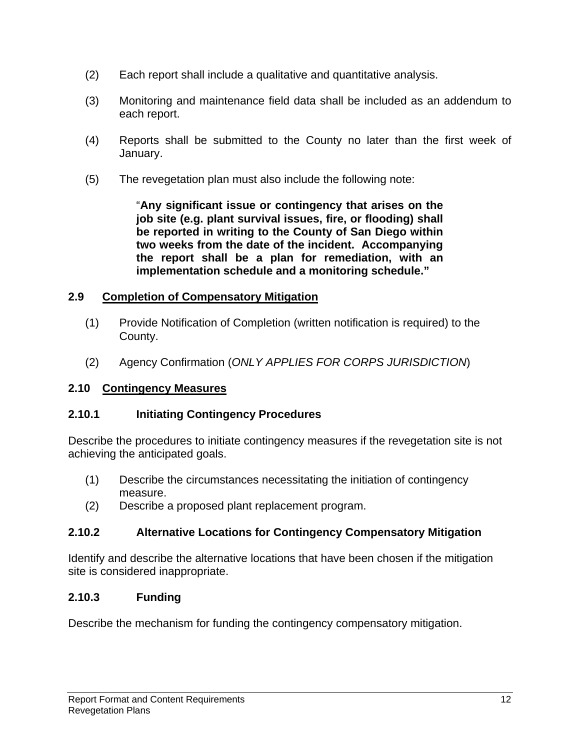(2) Each report shall include a qualitative and quantitative analysis.

(3) Monitoring and maintenance field data shall be included as an addendum to each report.

(4) Reports shall be submitted to the County no later than the first week of January.

(5) The revegetation plan must also include the following note:

> "**Any significant issue or contingency that arises on the job site (e.g. plant survival issues, fire, or flooding) shall be reported in writing to the County of San Diego within two weeks from the date of the incident. Accompanying the report shall be a plan for remediation, with an implementation schedule and a monitoring schedule."**

### 2.9 Completion of Compensatory Mitigation

(1) Provide Notification of Completion (written notification is required) to the County.

(2) Agency Confirmation (*ONLY APPLIES FOR CORPS JURISDICTION*)

### 2.10 Contingency Measures

#### 2.10.1 Initiating Contingency Procedures

Describe the procedures to initiate contingency measures if the revegetation site is not achieving the anticipated goals.

(1) Describe the circumstances necessitating the initiation of contingency measure.
(2) Describe a proposed plant replacement program.

#### 2.10.2 Alternative Locations for Contingency Compensatory Mitigation

Identify and describe the alternative locations that have been chosen if the mitigation site is considered inappropriate.

#### 2.10.3 Funding

Describe the mechanism for funding the contingency compensatory mitigation.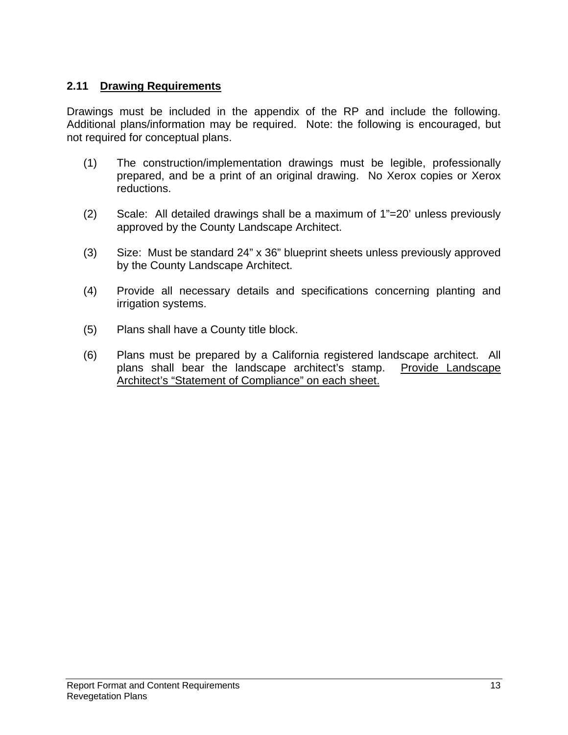### 2.11 Drawing Requirements

Drawings must be included in the appendix of the RP and include the following. Additional plans/information may be required. Note: the following is encouraged, but not required for conceptual plans.

(1) The construction/implementation drawings must be legible, professionally prepared, and be a print of an original drawing. No Xerox copies or Xerox reductions.

(2) Scale: All detailed drawings shall be a maximum of 1"=20' unless previously approved by the County Landscape Architect.

(3) Size: Must be standard 24" x 36" blueprint sheets unless previously approved by the County Landscape Architect.

(4) Provide all necessary details and specifications concerning planting and irrigation systems.

(5) Plans shall have a County title block.

(6) Plans must be prepared by a California registered landscape architect. All plans shall bear the landscape architect's stamp. <u>Provide Landscape Architect's "Statement of Compliance" on each sheet.</u>